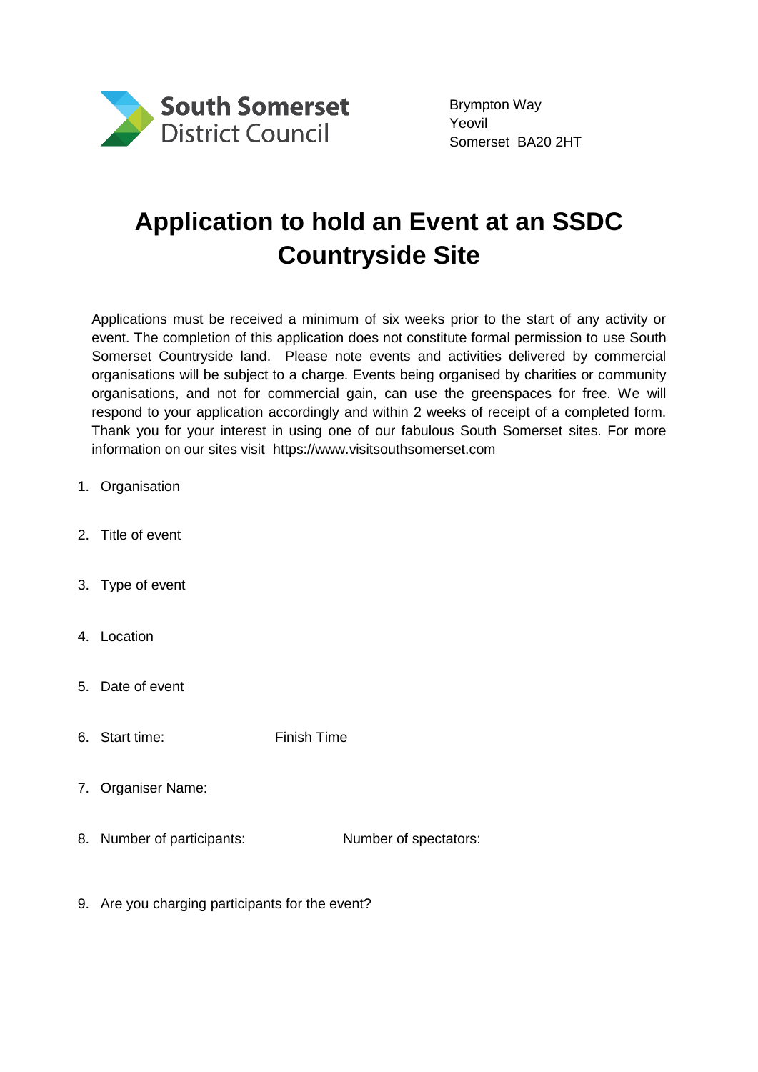South Somerset District Council

Brympton Way
Yeovil
Somerset BA20 2HT

# Application to hold an Event at an SSDC Countryside Site

Applications must be received a minimum of six weeks prior to the start of any activity or event. The completion of this application does not constitute formal permission to use South Somerset Countryside land. Please note events and activities delivered by commercial organisations will be subject to a charge. Events being organised by charities or community organisations, and not for commercial gain, can use the greenspaces for free. We will respond to your application accordingly and within 2 weeks of receipt of a completed form. Thank you for your interest in using one of our fabulous South Somerset sites. For more information on our sites visit https://www.visitsouthsomerset.com

1. Organisation

2. Title of event

3. Type of event

4. Location

5. Date of event

6. Start time: Finish Time

7. Organiser Name:

8. Number of participants: Number of spectators:

9. Are you charging participants for the event?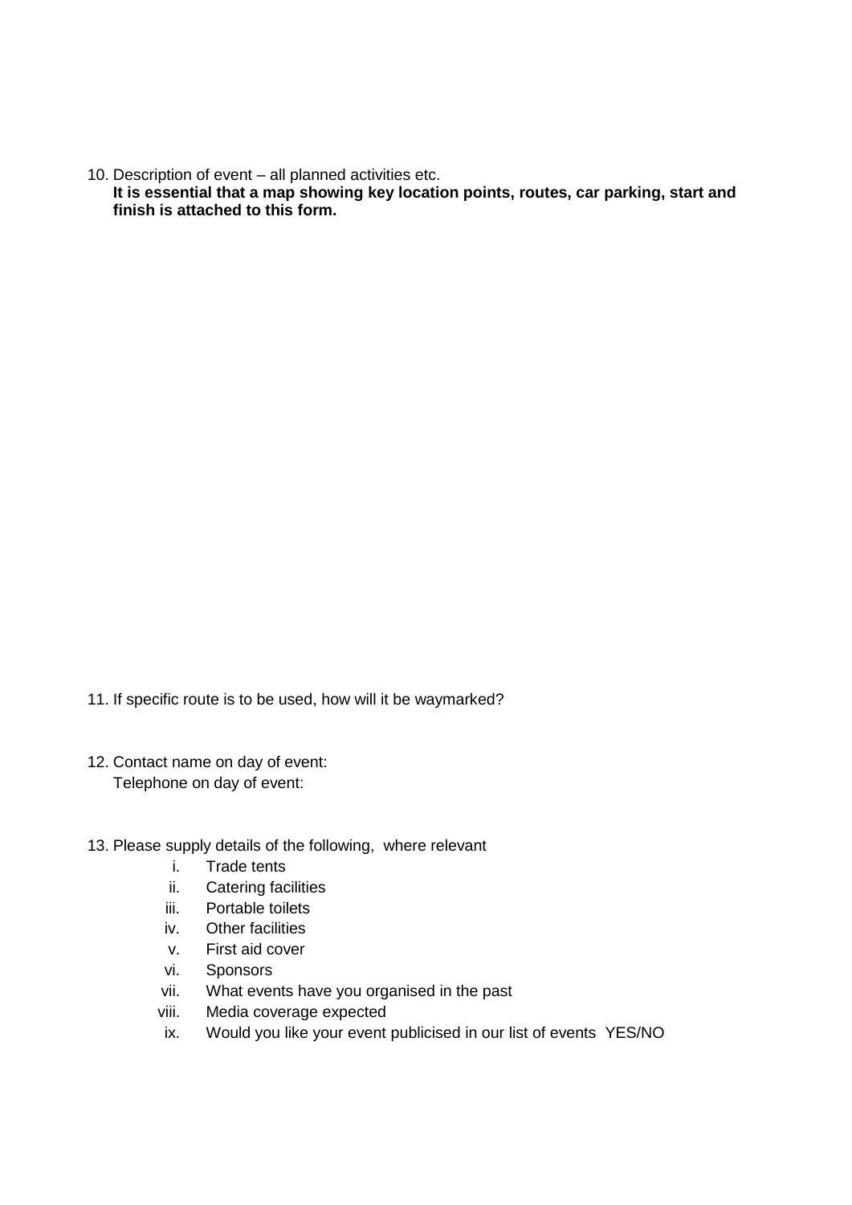10. Description of event – all planned activities etc.
    **It is essential that a map showing key location points, routes, car parking, start and finish is attached to this form.**

11. If specific route is to be used, how will it be waymarked?

12. Contact name on day of event:
    Telephone on day of event:

13. Please supply details of the following, where relevant
    i. Trade tents
    ii. Catering facilities
    iii. Portable toilets
    iv. Other facilities
    v. First aid cover
    vi. Sponsors
    vii. What events have you organised in the past
    viii. Media coverage expected
    ix. Would you like your event publicised in our list of events YES/NO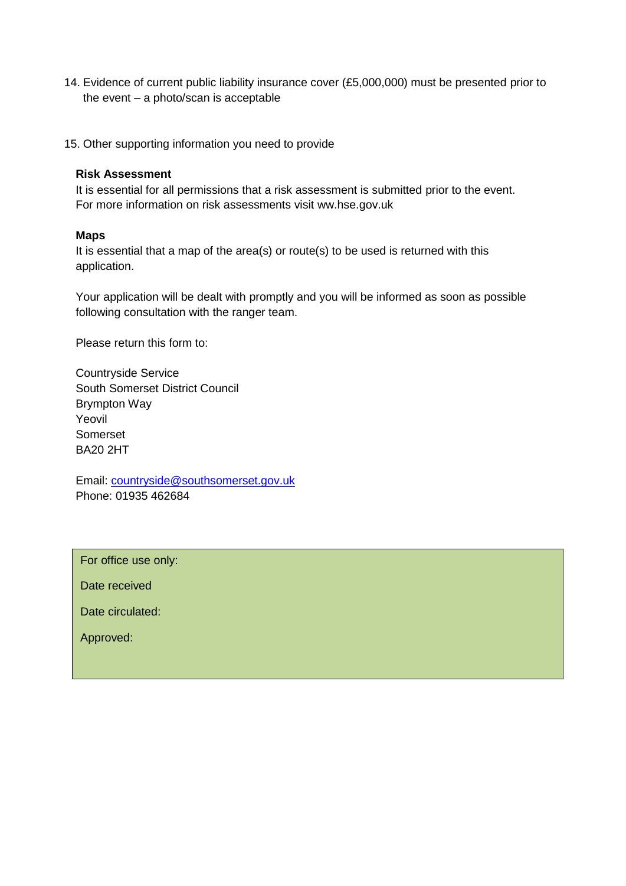14. Evidence of current public liability insurance cover (£5,000,000) must be presented prior to the event – a photo/scan is acceptable

15. Other supporting information you need to provide

**Risk Assessment**

It is essential for all permissions that a risk assessment is submitted prior to the event. For more information on risk assessments visit ww.hse.gov.uk

**Maps**

It is essential that a map of the area(s) or route(s) to be used is returned with this application.

Your application will be dealt with promptly and you will be informed as soon as possible following consultation with the ranger team.

Please return this form to:

Countryside Service
South Somerset District Council
Brympton Way
Yeovil
Somerset
BA20 2HT

Email: countryside@southsomerset.gov.uk
Phone: 01935 462684

| For office use only: |
|---|
| Date received |
| Date circulated: |
| Approved: |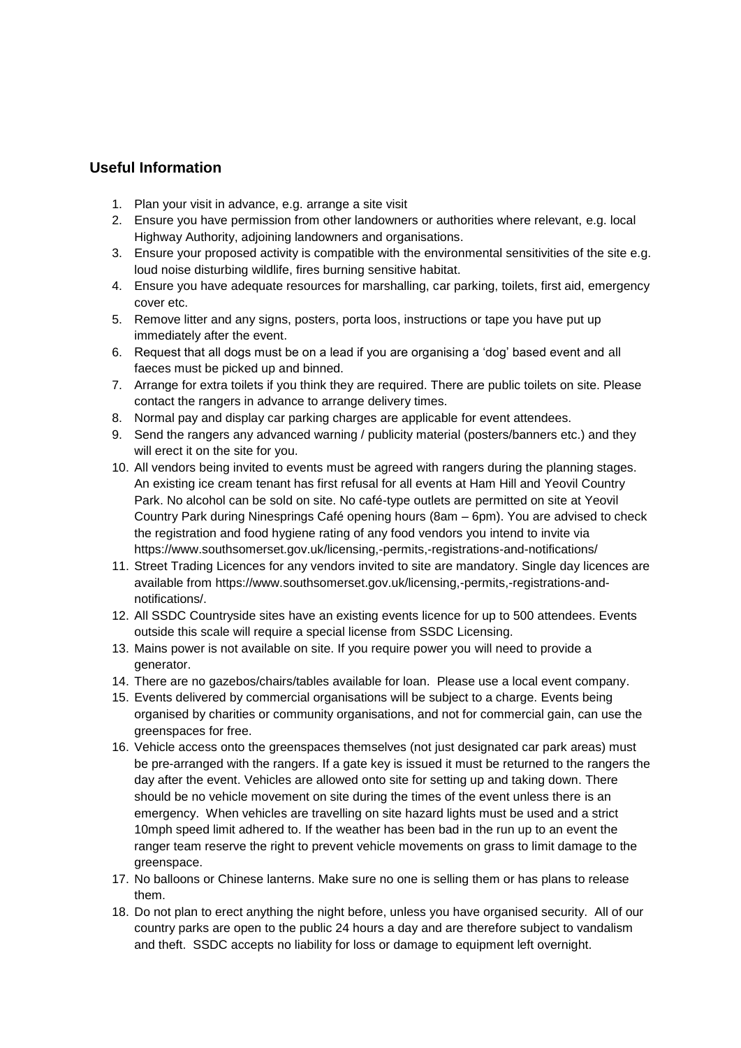## Useful Information

1. Plan your visit in advance, e.g. arrange a site visit
2. Ensure you have permission from other landowners or authorities where relevant, e.g. local Highway Authority, adjoining landowners and organisations.
3. Ensure your proposed activity is compatible with the environmental sensitivities of the site e.g. loud noise disturbing wildlife, fires burning sensitive habitat.
4. Ensure you have adequate resources for marshalling, car parking, toilets, first aid, emergency cover etc.
5. Remove litter and any signs, posters, porta loos, instructions or tape you have put up immediately after the event.
6. Request that all dogs must be on a lead if you are organising a 'dog' based event and all faeces must be picked up and binned.
7. Arrange for extra toilets if you think they are required. There are public toilets on site. Please contact the rangers in advance to arrange delivery times.
8. Normal pay and display car parking charges are applicable for event attendees.
9. Send the rangers any advanced warning / publicity material (posters/banners etc.) and they will erect it on the site for you.
10. All vendors being invited to events must be agreed with rangers during the planning stages. An existing ice cream tenant has first refusal for all events at Ham Hill and Yeovil Country Park. No alcohol can be sold on site. No café-type outlets are permitted on site at Yeovil Country Park during Ninesprings Café opening hours (8am – 6pm). You are advised to check the registration and food hygiene rating of any food vendors you intend to invite via https://www.southsomerset.gov.uk/licensing,-permits,-registrations-and-notifications/
11. Street Trading Licences for any vendors invited to site are mandatory. Single day licences are available from https://www.southsomerset.gov.uk/licensing,-permits,-registrations-and-notifications/.
12. All SSDC Countryside sites have an existing events licence for up to 500 attendees. Events outside this scale will require a special license from SSDC Licensing.
13. Mains power is not available on site. If you require power you will need to provide a generator.
14. There are no gazebos/chairs/tables available for loan. Please use a local event company.
15. Events delivered by commercial organisations will be subject to a charge. Events being organised by charities or community organisations, and not for commercial gain, can use the greenspaces for free.
16. Vehicle access onto the greenspaces themselves (not just designated car park areas) must be pre-arranged with the rangers. If a gate key is issued it must be returned to the rangers the day after the event. Vehicles are allowed onto site for setting up and taking down. There should be no vehicle movement on site during the times of the event unless there is an emergency. When vehicles are travelling on site hazard lights must be used and a strict 10mph speed limit adhered to. If the weather has been bad in the run up to an event the ranger team reserve the right to prevent vehicle movements on grass to limit damage to the greenspace.
17. No balloons or Chinese lanterns. Make sure no one is selling them or has plans to release them.
18. Do not plan to erect anything the night before, unless you have organised security. All of our country parks are open to the public 24 hours a day and are therefore subject to vandalism and theft. SSDC accepts no liability for loss or damage to equipment left overnight.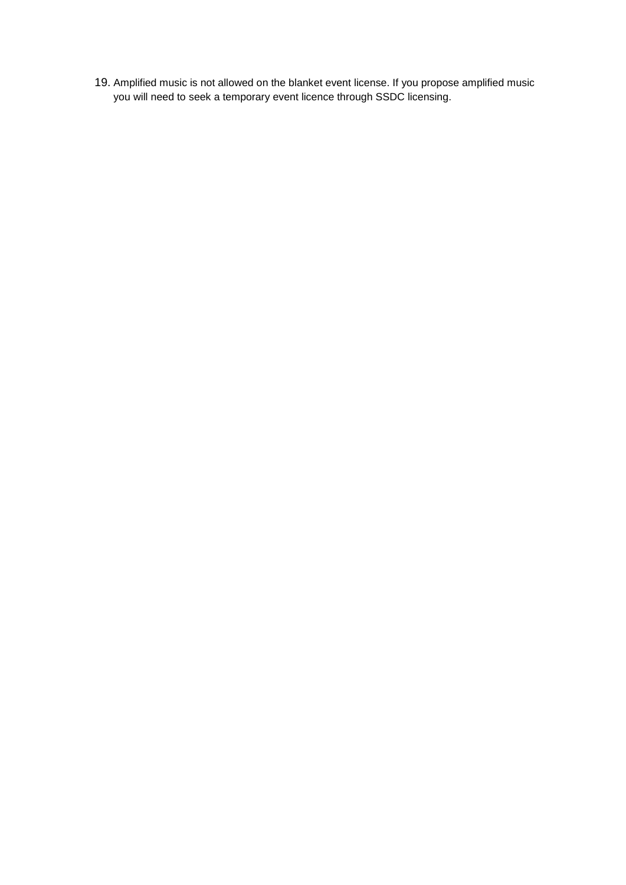19. Amplified music is not allowed on the blanket event license. If you propose amplified music you will need to seek a temporary event licence through SSDC licensing.